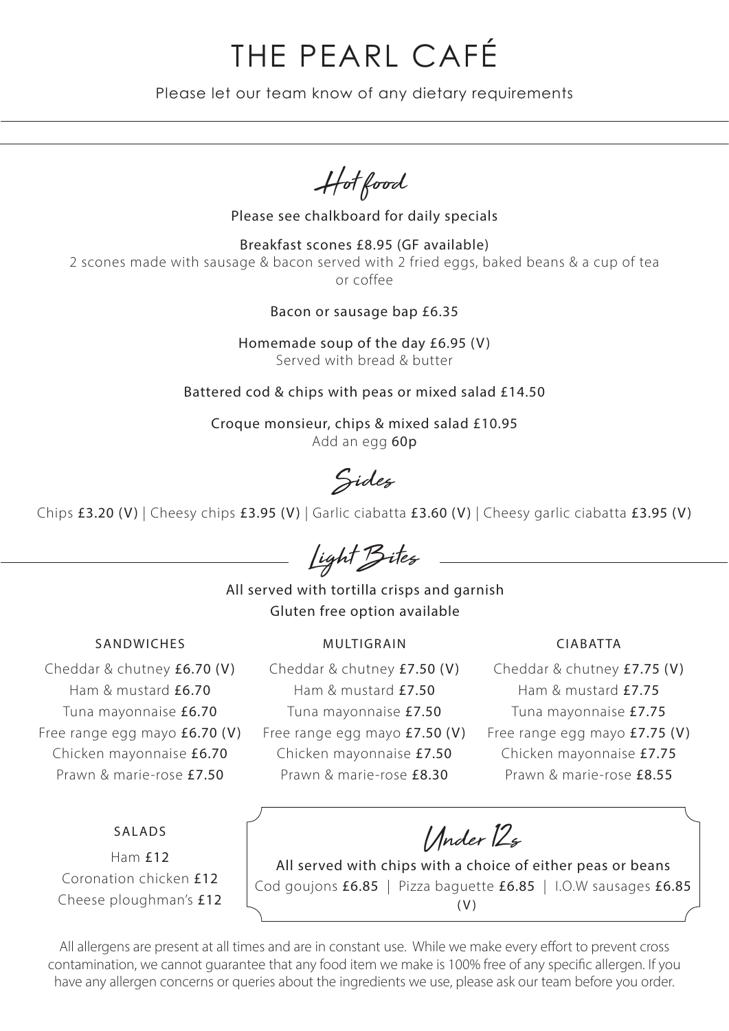# THE PEARL CAFÉ

Please let our team know of any dietary requirements

## Hot food

Please see chalkboard for daily specials

Breakfast scones £8.95 (GF available)
2 scones made with sausage & bacon served with 2 fried eggs, baked beans & a cup of tea or coffee

Bacon or sausage bap £6.35

Homemade soup of the day £6.95 (V)
Served with bread & butter

Battered cod & chips with peas or mixed salad £14.50

Croque monsieur, chips & mixed salad £10.95
Add an egg 60p

## Sides

Chips £3.20 (V) | Cheesy chips £3.95 (V) | Garlic ciabatta £3.60 (V) | Cheesy garlic ciabatta £3.95 (V)

## Light Bites

All served with tortilla crisps and garnish
Gluten free option available

| SANDWICHES | MULTIGRAIN | CIABATTA |
|---|---|---|
| Cheddar & chutney £6.70 (V) | Cheddar & chutney £7.50 (V) | Cheddar & chutney £7.75 (V) |
| Ham & mustard £6.70 | Ham & mustard £7.50 | Ham & mustard £7.75 |
| Tuna mayonnaise £6.70 | Tuna mayonnaise £7.50 | Tuna mayonnaise £7.75 |
| Free range egg mayo £6.70 (V) | Free range egg mayo £7.50 (V) | Free range egg mayo £7.75 (V) |
| Chicken mayonnaise £6.70 | Chicken mayonnaise £7.50 | Chicken mayonnaise £7.75 |
| Prawn & marie-rose £7.50 | Prawn & marie-rose £8.30 | Prawn & marie-rose £8.55 |

### SALADS

Ham £12
Coronation chicken £12
Cheese ploughman's £12

## Under 12s

All served with chips with a choice of either peas or beans
Cod goujons £6.85 | Pizza baguette £6.85 | I.O.W sausages £6.85 (V)

All allergens are present at all times and are in constant use. While we make every effort to prevent cross contamination, we cannot guarantee that any food item we make is 100% free of any specific allergen. If you have any allergen concerns or queries about the ingredients we use, please ask our team before you order.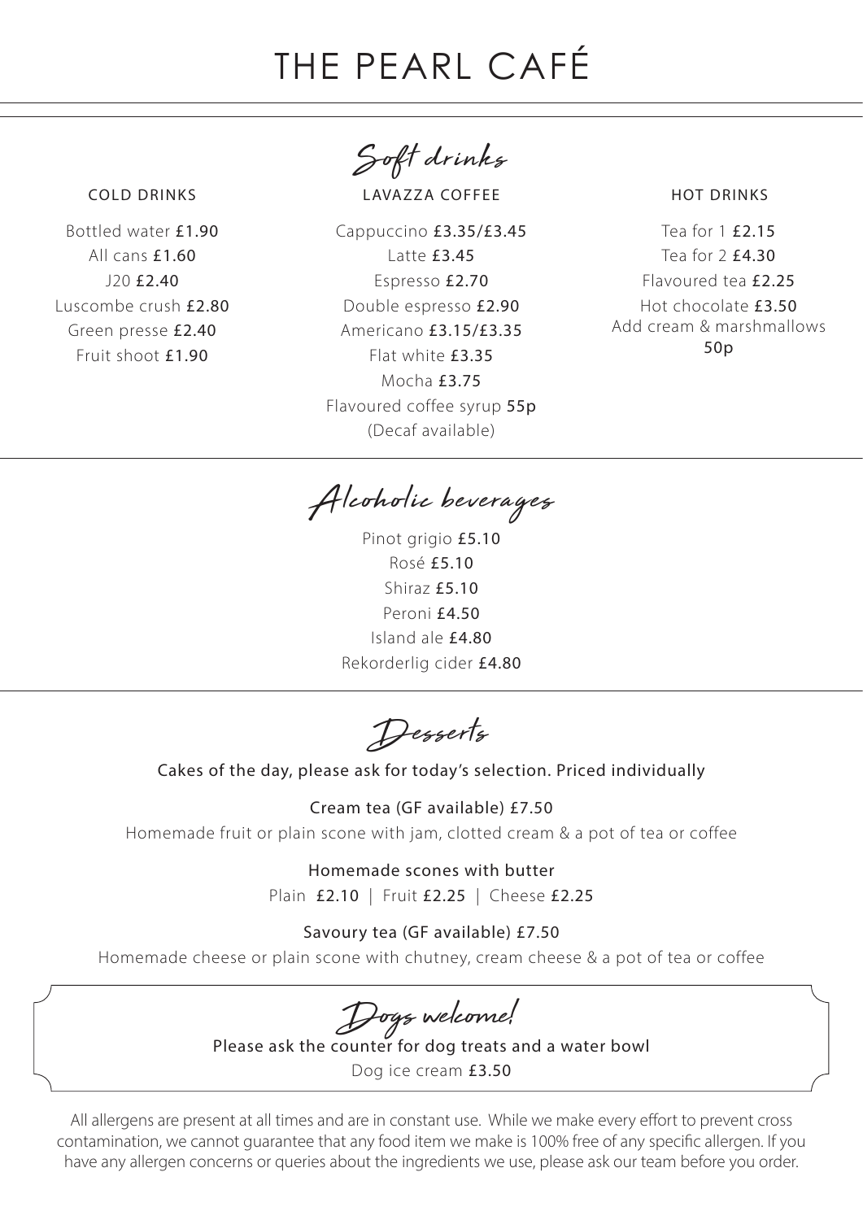# THE PEARL CAFÉ

## Soft drinks

### COLD DRINKS

Bottled water £1.90
All cans £1.60
J20 £2.40
Luscombe crush £2.80
Green presse £2.40
Fruit shoot £1.90

### LAVAZZA COFFEE

Cappuccino £3.35/£3.45
Latte £3.45
Espresso £2.70
Double espresso £2.90
Americano £3.15/£3.35
Flat white £3.35
Mocha £3.75
Flavoured coffee syrup 55p
(Decaf available)

### HOT DRINKS

Tea for 1 £2.15
Tea for 2 £4.30
Flavoured tea £2.25
Hot chocolate £3.50
Add cream & marshmallows 50p

## Alcoholic beverages

Pinot grigio £5.10
Rosé £5.10
Shiraz £5.10
Peroni £4.50
Island ale £4.80
Rekorderlig cider £4.80

## Desserts

Cakes of the day, please ask for today's selection. Priced individually

**Cream tea (GF available) £7.50**
Homemade fruit or plain scone with jam, clotted cream & a pot of tea or coffee

**Homemade scones with butter**
Plain £2.10 | Fruit £2.25 | Cheese £2.25

**Savoury tea (GF available) £7.50**
Homemade cheese or plain scone with chutney, cream cheese & a pot of tea or coffee

## Dogs welcome!

Please ask the counter for dog treats and a water bowl
Dog ice cream £3.50

All allergens are present at all times and are in constant use. While we make every effort to prevent cross contamination, we cannot guarantee that any food item we make is 100% free of any specific allergen. If you have any allergen concerns or queries about the ingredients we use, please ask our team before you order.